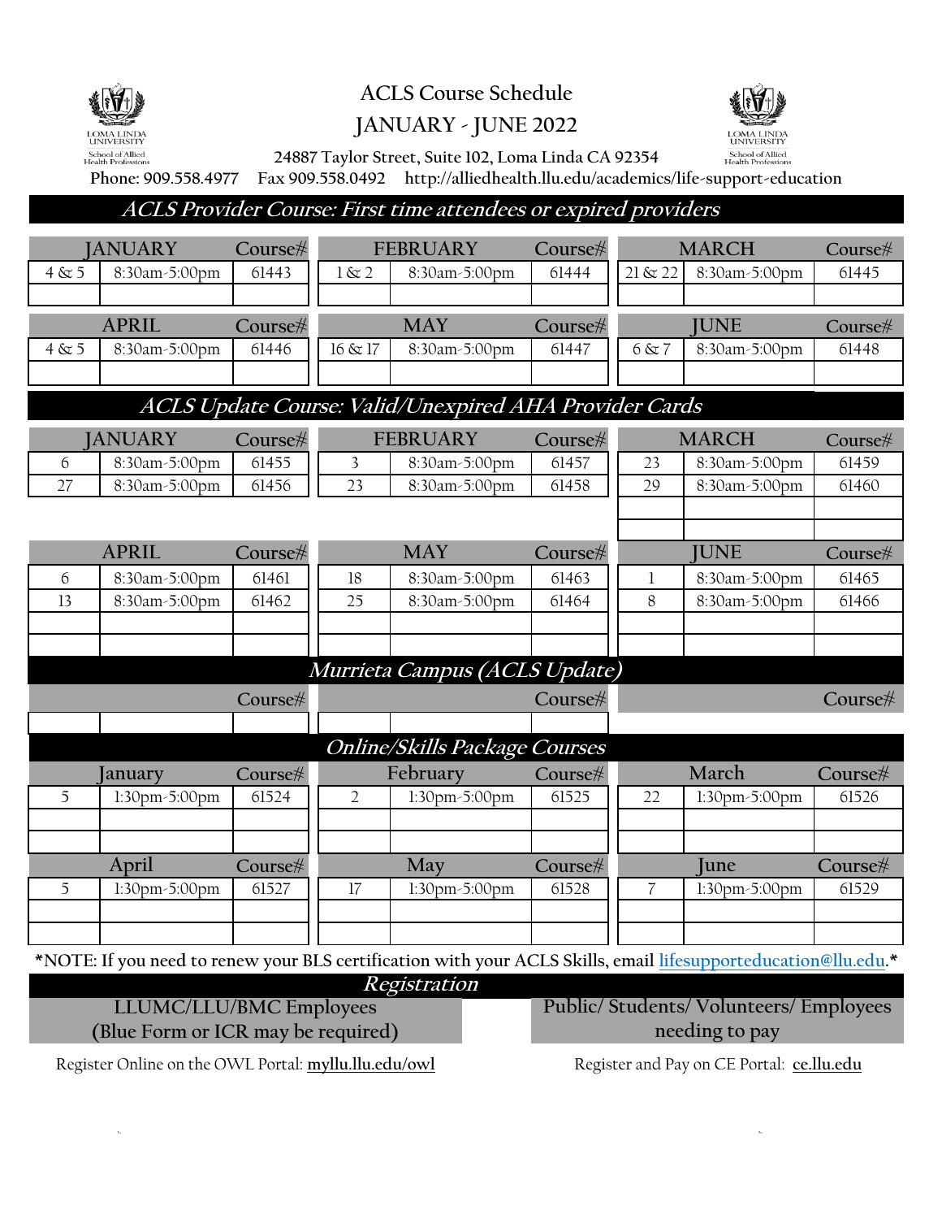# ACLS Course Schedule

## JANUARY - JUNE 2022

24887 Taylor Street, Suite 102, Loma Linda CA 92354

Phone: 909.558.4977 Fax 909.558.0492 http://alliedhealth.llu.edu/academics/life-support-education

## *ACLS Provider Course: First time attendees or expired providers*

| JANUARY | | Course# | FEBRUARY | | Course# | MARCH | | Course# |
|---|---|---|---|---|---|---|---|---|
| 4 & 5 | 8:30am-5:00pm | 61443 | 1 & 2 | 8:30am-5:00pm | 61444 | 21 & 22 | 8:30am-5:00pm | 61445 |

| APRIL | | Course# | MAY | | Course# | JUNE | | Course# |
|---|---|---|---|---|---|---|---|---|
| 4 & 5 | 8:30am-5:00pm | 61446 | 16 & 17 | 8:30am-5:00pm | 61447 | 6 & 7 | 8:30am-5:00pm | 61448 |

## *ACLS Update Course: Valid/Unexpired AHA Provider Cards*

| JANUARY | | Course# | FEBRUARY | | Course# | MARCH | | Course# |
|---|---|---|---|---|---|---|---|---|
| 6 | 8:30am-5:00pm | 61455 | 3 | 8:30am-5:00pm | 61457 | 23 | 8:30am-5:00pm | 61459 |
| 27 | 8:30am-5:00pm | 61456 | 23 | 8:30am-5:00pm | 61458 | 29 | 8:30am-5:00pm | 61460 |

| APRIL | | Course# | MAY | | Course# | JUNE | | Course# |
|---|---|---|---|---|---|---|---|---|
| 6 | 8:30am-5:00pm | 61461 | 18 | 8:30am-5:00pm | 61463 | 1 | 8:30am-5:00pm | 61465 |
| 13 | 8:30am-5:00pm | 61462 | 25 | 8:30am-5:00pm | 61464 | 8 | 8:30am-5:00pm | 61466 |

## *Murrieta Campus (ACLS Update)*

| | | Course# | | | Course# | | | Course# |
|---|---|---|---|---|---|---|---|---|
| | | | | | | | | |

## *Online/Skills Package Courses*

| January | | Course# | February | | Course# | March | | Course# |
|---|---|---|---|---|---|---|---|---|
| 5 | 1:30pm-5:00pm | 61524 | 2 | 1:30pm-5:00pm | 61525 | 22 | 1:30pm-5:00pm | 61526 |

| April | | Course# | May | | Course# | June | | Course# |
|---|---|---|---|---|---|---|---|---|
| 5 | 1:30pm-5:00pm | 61527 | 17 | 1:30pm-5:00pm | 61528 | 7 | 1:30pm-5:00pm | 61529 |

***NOTE: If you need to renew your BLS certification with your ACLS Skills, email lifesupporteducation@llu.edu.***

## *Registration*

| LLUMC/LLU/BMC Employees (Blue Form or ICR may be required) | Public/ Students/ Volunteers/ Employees needing to pay |
|---|---|
| Register Online on the OWL Portal: **myllu.llu.edu/owl** | Register and Pay on CE Portal: **ce.llu.edu** |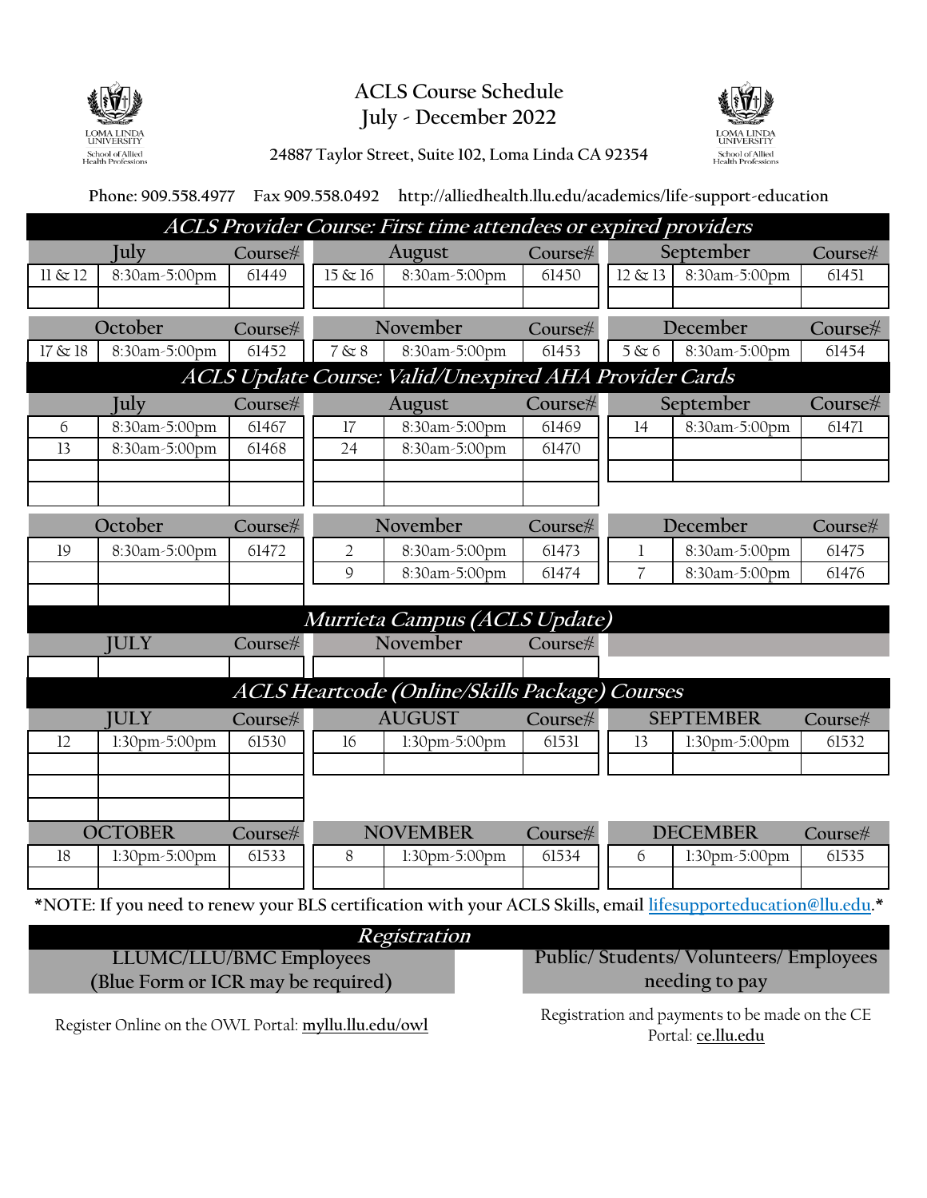# ACLS Course Schedule
## July - December 2022

24887 Taylor Street, Suite 102, Loma Linda CA 92354

Phone: 909.558.4977 Fax 909.558.0492 http://alliedhealth.llu.edu/academics/life-support-education

## *ACLS Provider Course: First time attendees or expired providers*

| July | | Course# | August | | Course# | September | | Course# |
|---|---|---|---|---|---|---|---|---|
| 11 & 12 | 8:30am-5:00pm | 61449 | 15 & 16 | 8:30am-5:00pm | 61450 | 12 & 13 | 8:30am-5:00pm | 61451 |
| | | | | | | | | |

| October | | Course# | November | | Course# | December | | Course# |
|---|---|---|---|---|---|---|---|---|
| 17 & 18 | 8:30am-5:00pm | 61452 | 7 & 8 | 8:30am-5:00pm | 61453 | 5 & 6 | 8:30am-5:00pm | 61454 |

## *ACLS Update Course: Valid/Unexpired AHA Provider Cards*

| July | | Course# | August | | Course# | September | | Course# |
|---|---|---|---|---|---|---|---|---|
| 6 | 8:30am-5:00pm | 61467 | 17 | 8:30am-5:00pm | 61469 | 14 | 8:30am-5:00pm | 61471 |
| 13 | 8:30am-5:00pm | 61468 | 24 | 8:30am-5:00pm | 61470 | | | |
| | | | | | | | | |
| | | | | | | | | |

| October | | Course# | November | | Course# | December | | Course# |
|---|---|---|---|---|---|---|---|---|
| 19 | 8:30am-5:00pm | 61472 | 2 | 8:30am-5:00pm | 61473 | 1 | 8:30am-5:00pm | 61475 |
| | | | 9 | 8:30am-5:00pm | 61474 | 7 | 8:30am-5:00pm | 61476 |
| | | | | | | | | |

## *Murrieta Campus (ACLS Update)*

| JULY | | Course# | November | | Course# |
|---|---|---|---|---|---|
| | | | | | |

## *ACLS Heartcode (Online/Skills Package) Courses*

| JULY | | Course# | AUGUST | | Course# | SEPTEMBER | | Course# |
|---|---|---|---|---|---|---|---|---|
| 12 | 1:30pm-5:00pm | 61530 | 16 | 1:30pm-5:00pm | 61531 | 13 | 1:30pm-5:00pm | 61532 |
| | | | | | | | | |
| | | | | | | | | |
| | | | | | | | | |

| OCTOBER | | Course# | NOVEMBER | | Course# | DECEMBER | | Course# |
|---|---|---|---|---|---|---|---|---|
| 18 | 1:30pm-5:00pm | 61533 | 8 | 1:30pm-5:00pm | 61534 | 6 | 1:30pm-5:00pm | 61535 |
| | | | | | | | | |

**\*NOTE: If you need to renew your BLS certification with your ACLS Skills, email lifesupporteducation@llu.edu.\***

## *Registration*

| LLUMC/LLU/BMC Employees (Blue Form or ICR may be required) | Public/ Students/ Volunteers/ Employees needing to pay |
|---|---|
| Register Online on the OWL Portal: **myllu.llu.edu/owl** | Registration and payments to be made on the CE Portal: **ce.llu.edu** |